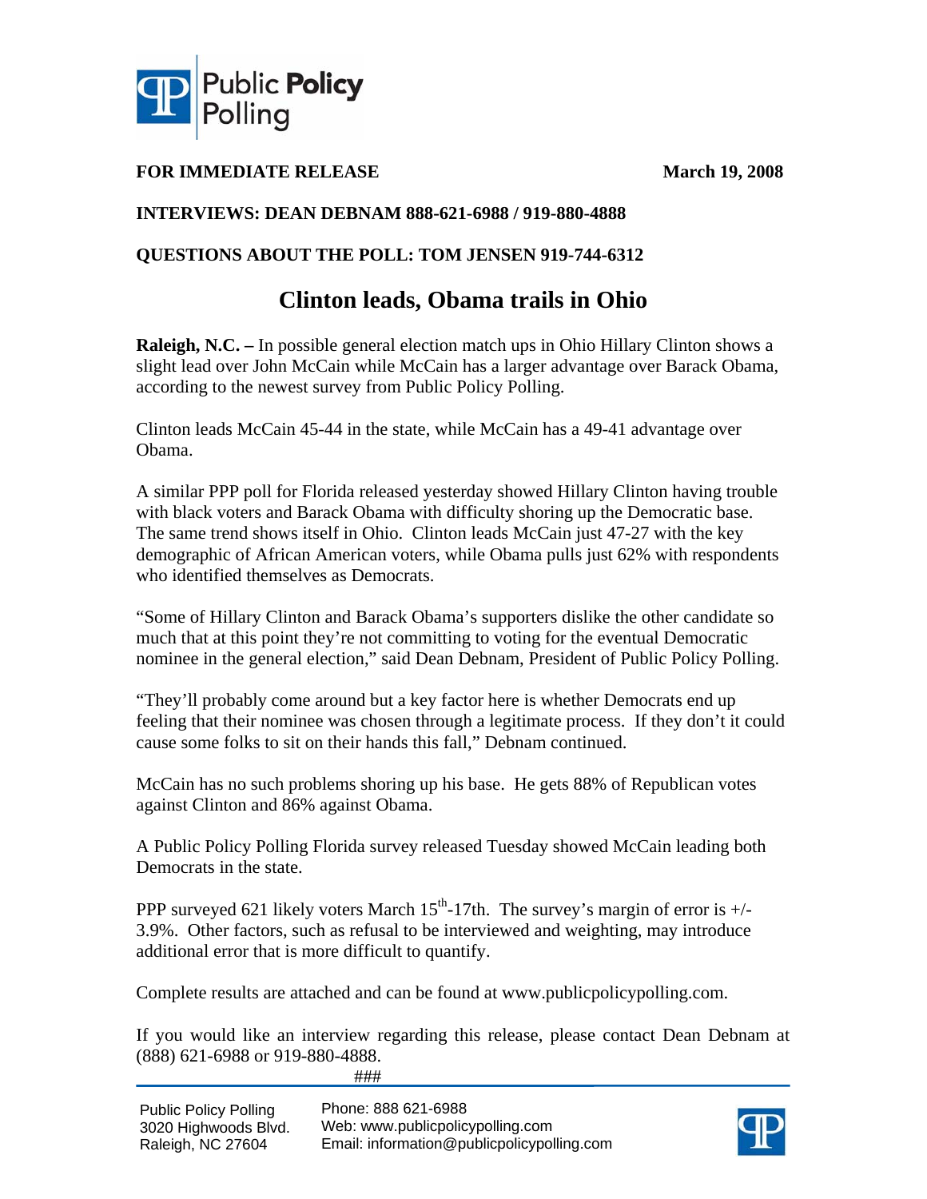**FOR IMMEDIATE RELEASE** **March 19, 2008**

**INTERVIEWS: DEAN DEBNAM 888-621-6988 / 919-880-4888**

**QUESTIONS ABOUT THE POLL: TOM JENSEN 919-744-6312**

# Clinton leads, Obama trails in Ohio

**Raleigh, N.C. –** In possible general election match ups in Ohio Hillary Clinton shows a slight lead over John McCain while McCain has a larger advantage over Barack Obama, according to the newest survey from Public Policy Polling.

Clinton leads McCain 45-44 in the state, while McCain has a 49-41 advantage over Obama.

A similar PPP poll for Florida released yesterday showed Hillary Clinton having trouble with black voters and Barack Obama with difficulty shoring up the Democratic base. The same trend shows itself in Ohio. Clinton leads McCain just 47-27 with the key demographic of African American voters, while Obama pulls just 62% with respondents who identified themselves as Democrats.

"Some of Hillary Clinton and Barack Obama's supporters dislike the other candidate so much that at this point they're not committing to voting for the eventual Democratic nominee in the general election," said Dean Debnam, President of Public Policy Polling.

"They'll probably come around but a key factor here is whether Democrats end up feeling that their nominee was chosen through a legitimate process. If they don't it could cause some folks to sit on their hands this fall," Debnam continued.

McCain has no such problems shoring up his base. He gets 88% of Republican votes against Clinton and 86% against Obama.

A Public Policy Polling Florida survey released Tuesday showed McCain leading both Democrats in the state.

PPP surveyed 621 likely voters March 15th-17th. The survey's margin of error is +/- 3.9%. Other factors, such as refusal to be interviewed and weighting, may introduce additional error that is more difficult to quantify.

Complete results are attached and can be found at www.publicpolicypolling.com.

If you would like an interview regarding this release, please contact Dean Debnam at (888) 621-6988 or 919-880-4888.

###

Public Policy Polling
3020 Highwoods Blvd.
Raleigh, NC 27604

Phone: 888 621-6988
Web: www.publicpolicypolling.com
Email: information@publicpolicypolling.com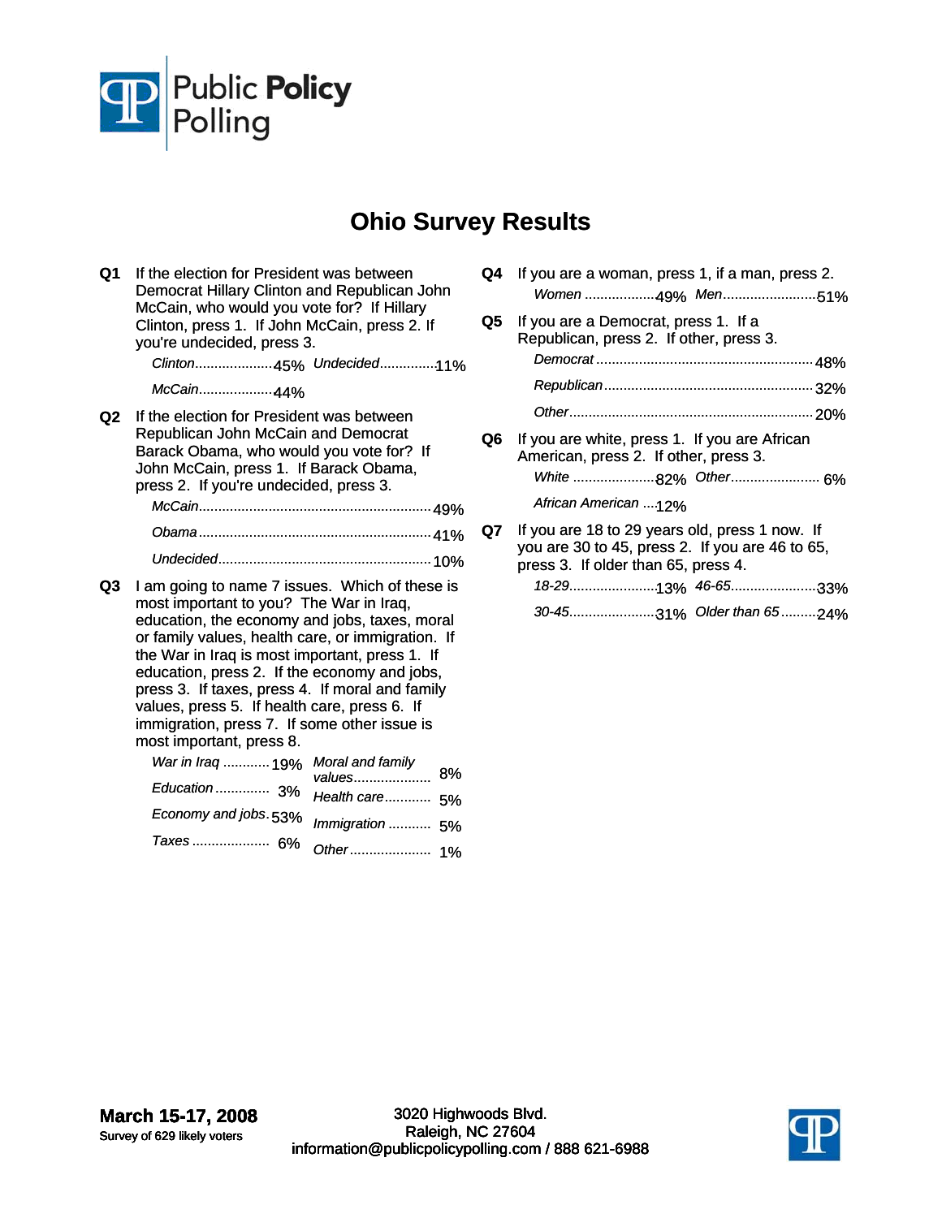Public Policy Polling

# Ohio Survey Results

**Q1** If the election for President was between Democrat Hillary Clinton and Republican John McCain, who would you vote for? If Hillary Clinton, press 1. If John McCain, press 2. If you're undecided, press 3.

| | |
|---|---|
| *Clinton* | 45% |
| *McCain* | 44% |
| *Undecided* | 11% |

**Q2** If the election for President was between Republican John McCain and Democrat Barack Obama, who would you vote for? If John McCain, press 1. If Barack Obama, press 2. If you're undecided, press 3.

| | |
|---|---|
| *McCain* | 49% |
| *Obama* | 41% |
| *Undecided* | 10% |

**Q3** I am going to name 7 issues. Which of these is most important to you? The War in Iraq, education, the economy and jobs, taxes, moral or family values, health care, or immigration. If the War in Iraq is most important, press 1. If education, press 2. If the economy and jobs, press 3. If taxes, press 4. If moral and family values, press 5. If health care, press 6. If immigration, press 7. If some other issue is most important, press 8.

| | |
|---|---|
| *War in Iraq* | 19% |
| *Education* | 3% |
| *Economy and jobs* | 53% |
| *Taxes* | 6% |
| *Moral and family values* | 8% |
| *Health care* | 5% |
| *Immigration* | 5% |
| *Other* | 1% |

**Q4** If you are a woman, press 1, if a man, press 2.

| | |
|---|---|
| *Women* | 49% |
| *Men* | 51% |

**Q5** If you are a Democrat, press 1. If a Republican, press 2. If other, press 3.

| | |
|---|---|
| *Democrat* | 48% |
| *Republican* | 32% |
| *Other* | 20% |

**Q6** If you are white, press 1. If you are African American, press 2. If other, press 3.

| | |
|---|---|
| *White* | 82% |
| *African American* | 12% |
| *Other* | 6% |

**Q7** If you are 18 to 29 years old, press 1 now. If you are 30 to 45, press 2. If you are 46 to 65, press 3. If older than 65, press 4.

| | |
|---|---|
| *18-29* | 13% |
| *30-45* | 31% |
| *46-65* | 33% |
| *Older than 65* | 24% |

**March 15-17, 2008**
Survey of 629 likely voters

3020 Highwoods Blvd.
Raleigh, NC 27604
information@publicpolicypolling.com / 888 621-6988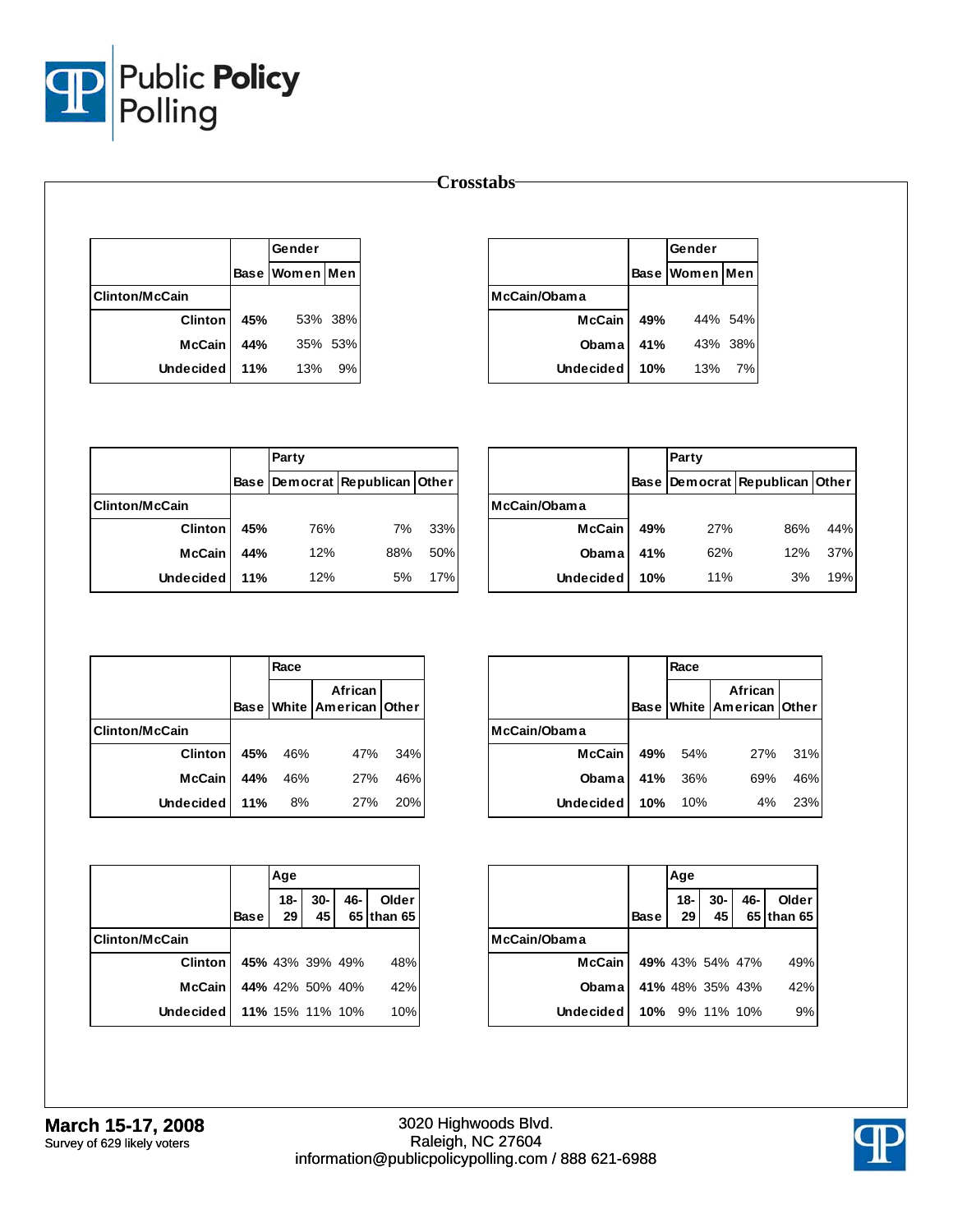# Public Policy Polling

## Crosstabs

| | Gender | | |
|---|---|---|---|
| | Base | Women | Men |
| **Clinton/McCain** | | | |
| Clinton | 45% | 53% | 38% |
| McCain | 44% | 35% | 53% |
| Undecided | 11% | 13% | 9% |

| | Gender | | |
|---|---|---|---|
| | Base | Women | Men |
| **McCain/Obama** | | | |
| McCain | 49% | 44% | 54% |
| Obama | 41% | 43% | 38% |
| Undecided | 10% | 13% | 7% |

| | Party | | | |
|---|---|---|---|---|
| | Base | Democrat | Republican | Other |
| **Clinton/McCain** | | | | |
| Clinton | 45% | 76% | 7% | 33% |
| McCain | 44% | 12% | 88% | 50% |
| Undecided | 11% | 12% | 5% | 17% |

| | Party | | | |
|---|---|---|---|---|
| | Base | Democrat | Republican | Other |
| **McCain/Obama** | | | | |
| McCain | 49% | 27% | 86% | 44% |
| Obama | 41% | 62% | 12% | 37% |
| Undecided | 10% | 11% | 3% | 19% |

| | Race | | | |
|---|---|---|---|---|
| | Base | White | African American | Other |
| **Clinton/McCain** | | | | |
| Clinton | 45% | 46% | 47% | 34% |
| McCain | 44% | 46% | 27% | 46% |
| Undecided | 11% | 8% | 27% | 20% |

| | Race | | | |
|---|---|---|---|---|
| | Base | White | African American | Other |
| **McCain/Obama** | | | | |
| McCain | 49% | 54% | 27% | 31% |
| Obama | 41% | 36% | 69% | 46% |
| Undecided | 10% | 10% | 4% | 23% |

| | Age | | | | |
|---|---|---|---|---|---|
| | Base | 18-29 | 30-45 | 46-65 | Older than 65 |
| **Clinton/McCain** | | | | | |
| Clinton | 45% | 43% | 39% | 49% | 48% |
| McCain | 44% | 42% | 50% | 40% | 42% |
| Undecided | 11% | 15% | 11% | 10% | 10% |

| | Age | | | | |
|---|---|---|---|---|---|
| | Base | 18-29 | 30-45 | 46-65 | Older than 65 |
| **McCain/Obama** | | | | | |
| McCain | 49% | 43% | 54% | 47% | 49% |
| Obama | 41% | 48% | 35% | 43% | 42% |
| Undecided | 10% | 9% | 11% | 10% | 9% |

**March 15-17, 2008**
Survey of 629 likely voters

3020 Highwoods Blvd.
Raleigh, NC 27604
information@publicpolicypolling.com / 888 621-6988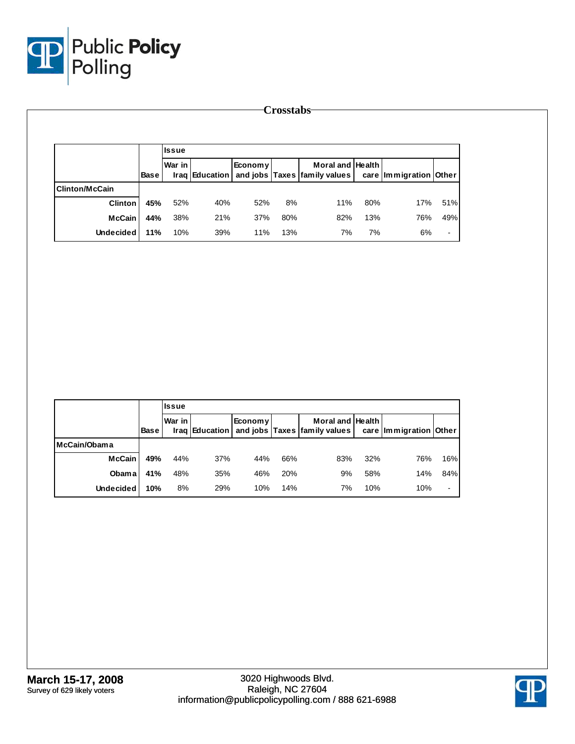# Crosstabs

| | | Issue | | | | | | | |
|---|---|---|---|---|---|---|---|---|---|
| | Base | War in Iraq | Education | Economy and jobs | Taxes | Moral and family values | Health care | Immigration | Other |
| **Clinton/McCain** | | | | | | | | | |
| Clinton | 45% | 52% | 40% | 52% | 8% | 11% | 80% | 17% | 51% |
| McCain | 44% | 38% | 21% | 37% | 80% | 82% | 13% | 76% | 49% |
| Undecided | 11% | 10% | 39% | 11% | 13% | 7% | 7% | 6% | - |

| | | Issue | | | | | | | |
|---|---|---|---|---|---|---|---|---|---|
| | Base | War in Iraq | Education | Economy and jobs | Taxes | Moral and family values | Health care | Immigration | Other |
| **McCain/Obama** | | | | | | | | | |
| McCain | 49% | 44% | 37% | 44% | 66% | 83% | 32% | 76% | 16% |
| Obama | 41% | 48% | 35% | 46% | 20% | 9% | 58% | 14% | 84% |
| Undecided | 10% | 8% | 29% | 10% | 14% | 7% | 10% | 10% | - |

**March 15-17, 2008**
Survey of 629 likely voters

3020 Highwoods Blvd.
Raleigh, NC 27604
information@publicpolicypolling.com / 888 621-6988